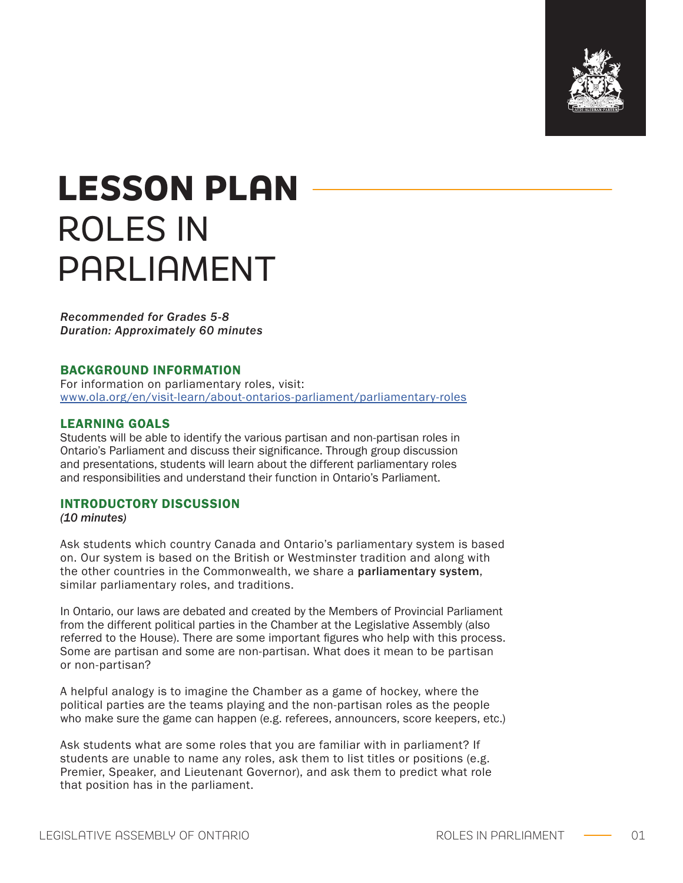# LESSON PLAN
## ROLES IN PARLIAMENT

*Recommended for Grades 5-8*
*Duration: Approximately 60 minutes*

### BACKGROUND INFORMATION

For information on parliamentary roles, visit:
[www.ola.org/en/visit-learn/about-ontarios-parliament/parliamentary-roles](www.ola.org/en/visit-learn/about-ontarios-parliament/parliamentary-roles)

### LEARNING GOALS

Students will be able to identify the various partisan and non-partisan roles in Ontario's Parliament and discuss their significance. Through group discussion and presentations, students will learn about the different parliamentary roles and responsibilities and understand their function in Ontario's Parliament.

### INTRODUCTORY DISCUSSION

*(10 minutes)*

Ask students which country Canada and Ontario's parliamentary system is based on. Our system is based on the British or Westminster tradition and along with the other countries in the Commonwealth, we share a **parliamentary system**, similar parliamentary roles, and traditions.

In Ontario, our laws are debated and created by the Members of Provincial Parliament from the different political parties in the Chamber at the Legislative Assembly (also referred to the House). There are some important figures who help with this process. Some are partisan and some are non-partisan. What does it mean to be partisan or non-partisan?

A helpful analogy is to imagine the Chamber as a game of hockey, where the political parties are the teams playing and the non-partisan roles as the people who make sure the game can happen (e.g. referees, announcers, score keepers, etc.)

Ask students what are some roles that you are familiar with in parliament? If students are unable to name any roles, ask them to list titles or positions (e.g. Premier, Speaker, and Lieutenant Governor), and ask them to predict what role that position has in the parliament.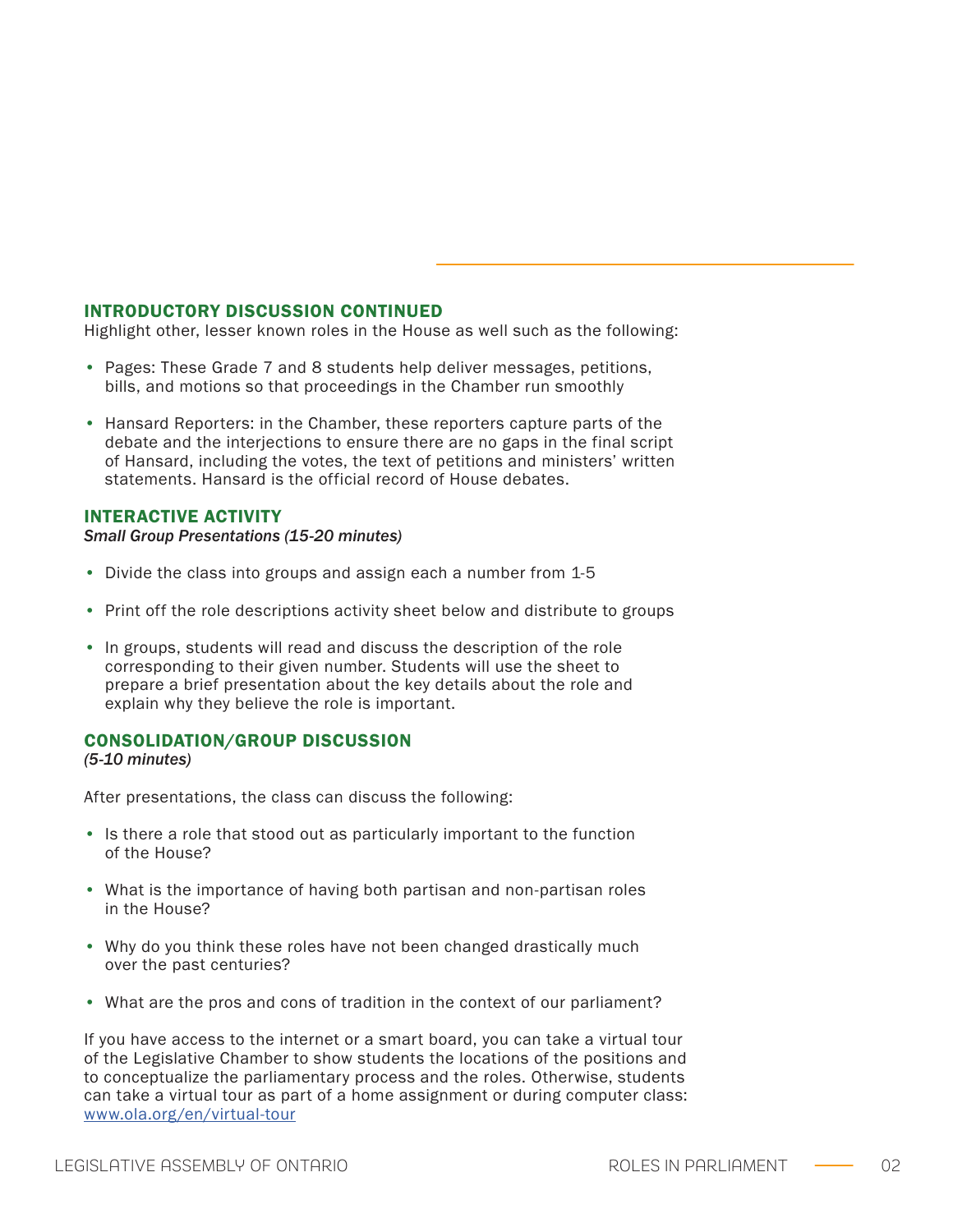## INTRODUCTORY DISCUSSION CONTINUED

Highlight other, lesser known roles in the House as well such as the following:

- Pages: These Grade 7 and 8 students help deliver messages, petitions, bills, and motions so that proceedings in the Chamber run smoothly
- Hansard Reporters: in the Chamber, these reporters capture parts of the debate and the interjections to ensure there are no gaps in the final script of Hansard, including the votes, the text of petitions and ministers' written statements. Hansard is the official record of House debates.

## INTERACTIVE ACTIVITY

*Small Group Presentations (15-20 minutes)*

- Divide the class into groups and assign each a number from 1-5
- Print off the role descriptions activity sheet below and distribute to groups
- In groups, students will read and discuss the description of the role corresponding to their given number. Students will use the sheet to prepare a brief presentation about the key details about the role and explain why they believe the role is important.

## CONSOLIDATION/GROUP DISCUSSION

*(5-10 minutes)*

After presentations, the class can discuss the following:

- Is there a role that stood out as particularly important to the function of the House?
- What is the importance of having both partisan and non-partisan roles in the House?
- Why do you think these roles have not been changed drastically much over the past centuries?
- What are the pros and cons of tradition in the context of our parliament?

If you have access to the internet or a smart board, you can take a virtual tour of the Legislative Chamber to show students the locations of the positions and to conceptualize the parliamentary process and the roles. Otherwise, students can take a virtual tour as part of a home assignment or during computer class: [www.ola.org/en/virtual-tour](www.ola.org/en/virtual-tour)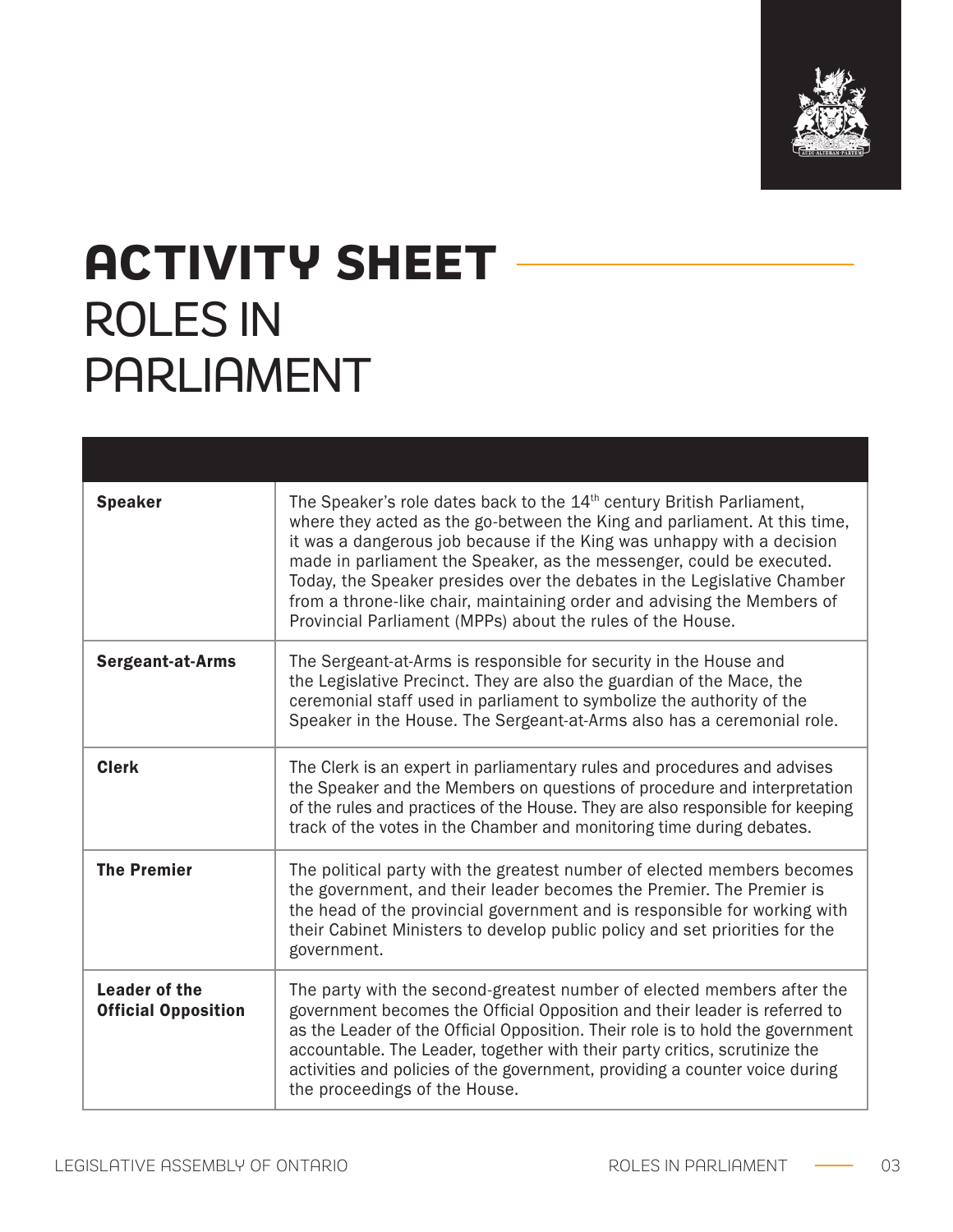# ACTIVITY SHEET

## ROLES IN PARLIAMENT

| | |
|---|---|
| **Speaker** | The Speaker's role dates back to the 14th century British Parliament, where they acted as the go-between the King and parliament. At this time, it was a dangerous job because if the King was unhappy with a decision made in parliament the Speaker, as the messenger, could be executed. Today, the Speaker presides over the debates in the Legislative Chamber from a throne-like chair, maintaining order and advising the Members of Provincial Parliament (MPPs) about the rules of the House. |
| **Sergeant-at-Arms** | The Sergeant-at-Arms is responsible for security in the House and the Legislative Precinct. They are also the guardian of the Mace, the ceremonial staff used in parliament to symbolize the authority of the Speaker in the House. The Sergeant-at-Arms also has a ceremonial role. |
| **Clerk** | The Clerk is an expert in parliamentary rules and procedures and advises the Speaker and the Members on questions of procedure and interpretation of the rules and practices of the House. They are also responsible for keeping track of the votes in the Chamber and monitoring time during debates. |
| **The Premier** | The political party with the greatest number of elected members becomes the government, and their leader becomes the Premier. The Premier is the head of the provincial government and is responsible for working with their Cabinet Ministers to develop public policy and set priorities for the government. |
| **Leader of the Official Opposition** | The party with the second-greatest number of elected members after the government becomes the Official Opposition and their leader is referred to as the Leader of the Official Opposition. Their role is to hold the government accountable. The Leader, together with their party critics, scrutinize the activities and policies of the government, providing a counter voice during the proceedings of the House. |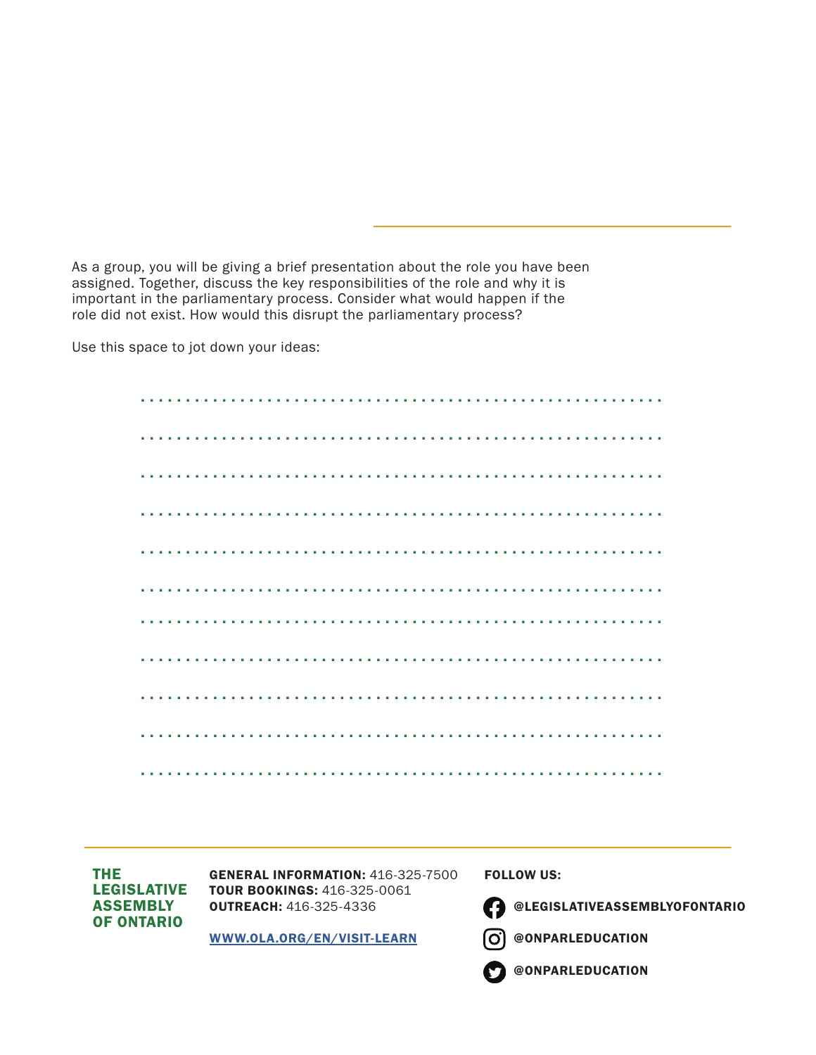As a group, you will be giving a brief presentation about the role you have been assigned. Together, discuss the key responsibilities of the role and why it is important in the parliamentary process. Consider what would happen if the role did not exist. How would this disrupt the parliamentary process?

Use this space to jot down your ideas:

.........................................................

.........................................................

.........................................................

.........................................................

.........................................................

.........................................................

.........................................................

.........................................................

.........................................................

.........................................................

.........................................................

**THE LEGISLATIVE ASSEMBLY OF ONTARIO**

**GENERAL INFORMATION:** 416-325-7500
**TOUR BOOKINGS:** 416-325-0061
**OUTREACH:** 416-325-4336

**WWW.OLA.ORG/EN/VISIT-LEARN**

**FOLLOW US:**

**@LEGISLATIVEASSEMBLYOFONTARIO**

**@ONPARLEDUCATION**

**@ONPARLEDUCATION**